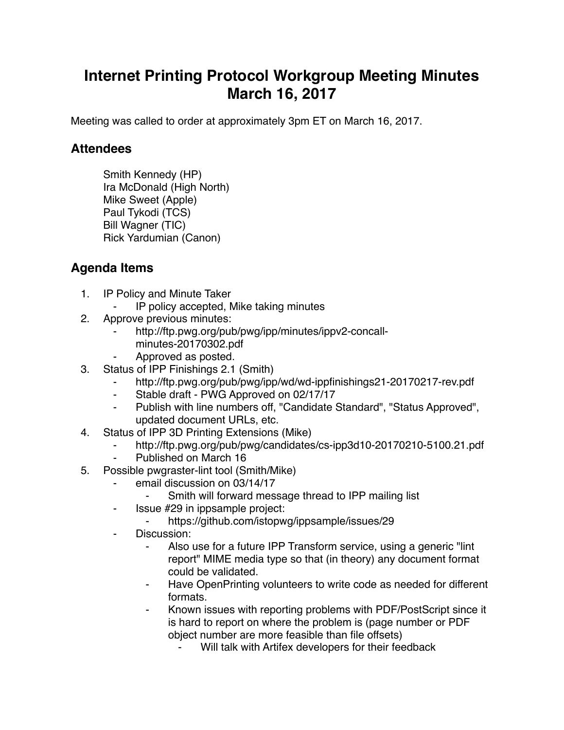# Internet Printing Protocol Workgroup Meeting Minutes March 16, 2017

Meeting was called to order at approximately 3pm ET on March 16, 2017.

## Attendees

Smith Kennedy (HP)
Ira McDonald (High North)
Mike Sweet (Apple)
Paul Tykodi (TCS)
Bill Wagner (TIC)
Rick Yardumian (Canon)

## Agenda Items

1. IP Policy and Minute Taker
    - IP policy accepted, Mike taking minutes
2. Approve previous minutes:
    - http://ftp.pwg.org/pub/pwg/ipp/minutes/ippv2-concall-minutes-20170302.pdf
    - Approved as posted.
3. Status of IPP Finishings 2.1 (Smith)
    - http://ftp.pwg.org/pub/pwg/ipp/wd/wd-ippfinishings21-20170217-rev.pdf
    - Stable draft - PWG Approved on 02/17/17
    - Publish with line numbers off, "Candidate Standard", "Status Approved", updated document URLs, etc.
4. Status of IPP 3D Printing Extensions (Mike)
    - http://ftp.pwg.org/pub/pwg/candidates/cs-ipp3d10-20170210-5100.21.pdf
    - Published on March 16
5. Possible pwgraster-lint tool (Smith/Mike)
    - email discussion on 03/14/17
        - Smith will forward message thread to IPP mailing list
    - Issue #29 in ippsample project:
        - https://github.com/istopwg/ippsample/issues/29
    - Discussion:
        - Also use for a future IPP Transform service, using a generic "lint report" MIME media type so that (in theory) any document format could be validated.
        - Have OpenPrinting volunteers to write code as needed for different formats.
        - Known issues with reporting problems with PDF/PostScript since it is hard to report on where the problem is (page number or PDF object number are more feasible than file offsets)
            - Will talk with Artifex developers for their feedback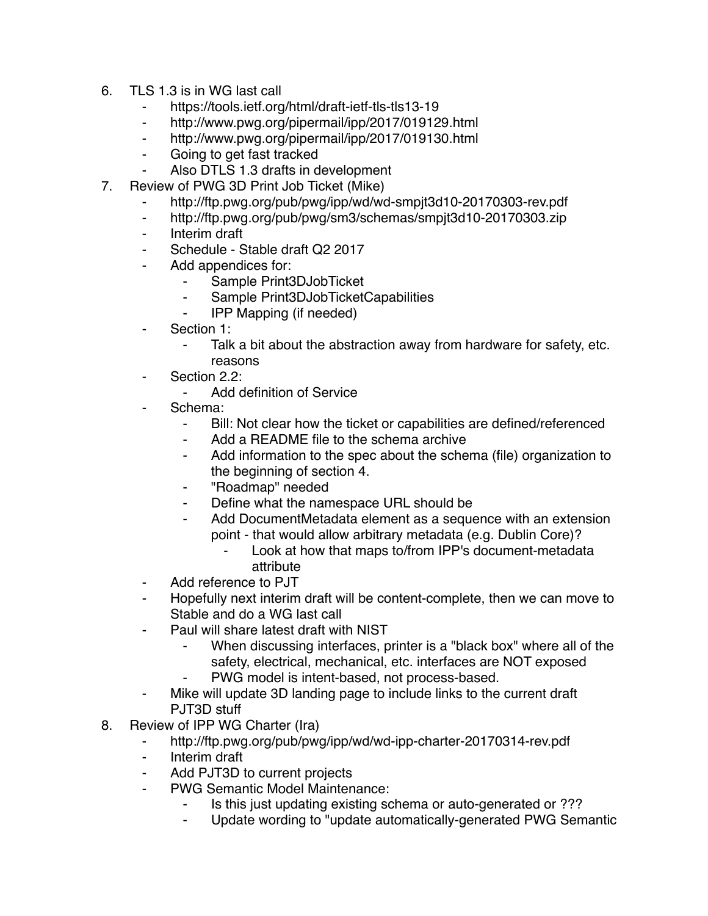6. TLS 1.3 is in WG last call
    - https://tools.ietf.org/html/draft-ietf-tls-tls13-19
    - http://www.pwg.org/pipermail/ipp/2017/019129.html
    - http://www.pwg.org/pipermail/ipp/2017/019130.html
    - Going to get fast tracked
    - Also DTLS 1.3 drafts in development
7. Review of PWG 3D Print Job Ticket (Mike)
    - http://ftp.pwg.org/pub/pwg/ipp/wd/wd-smpjt3d10-20170303-rev.pdf
    - http://ftp.pwg.org/pub/pwg/sm3/schemas/smpjt3d10-20170303.zip
    - Interim draft
    - Schedule - Stable draft Q2 2017
    - Add appendices for:
        - Sample Print3DJobTicket
        - Sample Print3DJobTicketCapabilities
        - IPP Mapping (if needed)
    - Section 1:
        - Talk a bit about the abstraction away from hardware for safety, etc. reasons
    - Section 2.2:
        - Add definition of Service
    - Schema:
        - Bill: Not clear how the ticket or capabilities are defined/referenced
        - Add a README file to the schema archive
        - Add information to the spec about the schema (file) organization to the beginning of section 4.
        - "Roadmap" needed
        - Define what the namespace URL should be
        - Add DocumentMetadata element as a sequence with an extension point - that would allow arbitrary metadata (e.g. Dublin Core)?
            - Look at how that maps to/from IPP's document-metadata attribute
    - Add reference to PJT
    - Hopefully next interim draft will be content-complete, then we can move to Stable and do a WG last call
    - Paul will share latest draft with NIST
        - When discussing interfaces, printer is a "black box" where all of the safety, electrical, mechanical, etc. interfaces are NOT exposed
        - PWG model is intent-based, not process-based.
    - Mike will update 3D landing page to include links to the current draft PJT3D stuff
8. Review of IPP WG Charter (Ira)
    - http://ftp.pwg.org/pub/pwg/ipp/wd/wd-ipp-charter-20170314-rev.pdf
    - Interim draft
    - Add PJT3D to current projects
    - PWG Semantic Model Maintenance:
        - Is this just updating existing schema or auto-generated or ???
        - Update wording to "update automatically-generated PWG Semantic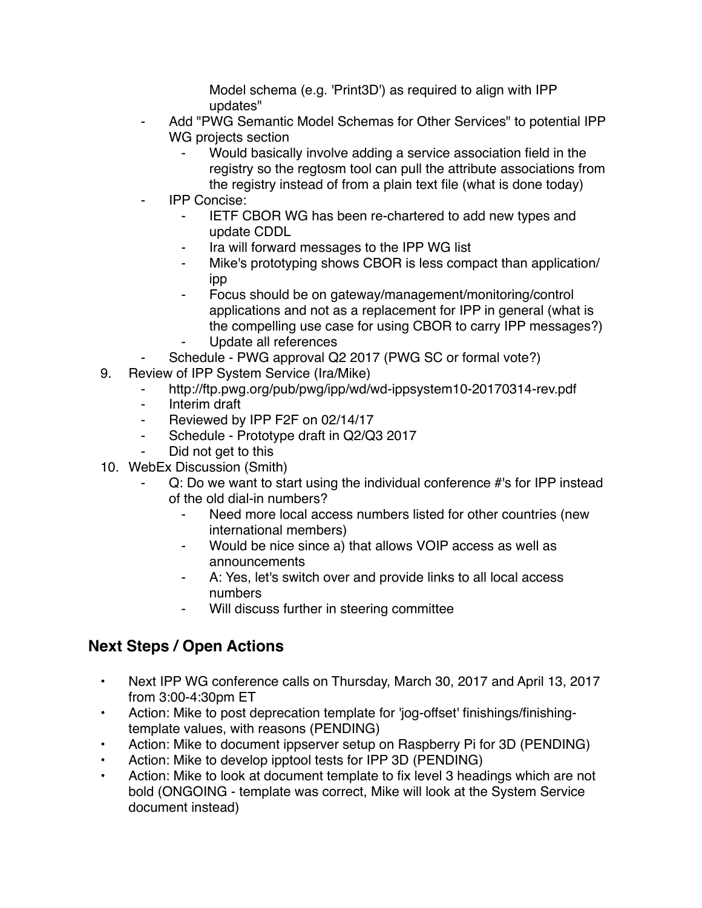Model schema (e.g. 'Print3D') as required to align with IPP updates"

- Add "PWG Semantic Model Schemas for Other Services" to potential IPP WG projects section
    - Would basically involve adding a service association field in the registry so the regtosm tool can pull the attribute associations from the registry instead of from a plain text file (what is done today)
- IPP Concise:
    - IETF CBOR WG has been re-chartered to add new types and update CDDL
    - Ira will forward messages to the IPP WG list
    - Mike's prototyping shows CBOR is less compact than application/ipp
    - Focus should be on gateway/management/monitoring/control applications and not as a replacement for IPP in general (what is the compelling use case for using CBOR to carry IPP messages?)
    - Update all references
- Schedule - PWG approval Q2 2017 (PWG SC or formal vote?)

9. Review of IPP System Service (Ira/Mike)
    - http://ftp.pwg.org/pub/pwg/ipp/wd/wd-ippsystem10-20170314-rev.pdf
    - Interim draft
    - Reviewed by IPP F2F on 02/14/17
    - Schedule - Prototype draft in Q2/Q3 2017
    - Did not get to this
10. WebEx Discussion (Smith)
    - Q: Do we want to start using the individual conference #'s for IPP instead of the old dial-in numbers?
        - Need more local access numbers listed for other countries (new international members)
        - Would be nice since a) that allows VOIP access as well as announcements
        - A: Yes, let's switch over and provide links to all local access numbers
        - Will discuss further in steering committee

## Next Steps / Open Actions

- Next IPP WG conference calls on Thursday, March 30, 2017 and April 13, 2017 from 3:00-4:30pm ET
- Action: Mike to post deprecation template for 'jog-offset' finishings/finishing-template values, with reasons (PENDING)
- Action: Mike to document ippserver setup on Raspberry Pi for 3D (PENDING)
- Action: Mike to develop ipptool tests for IPP 3D (PENDING)
- Action: Mike to look at document template to fix level 3 headings which are not bold (ONGOING - template was correct, Mike will look at the System Service document instead)